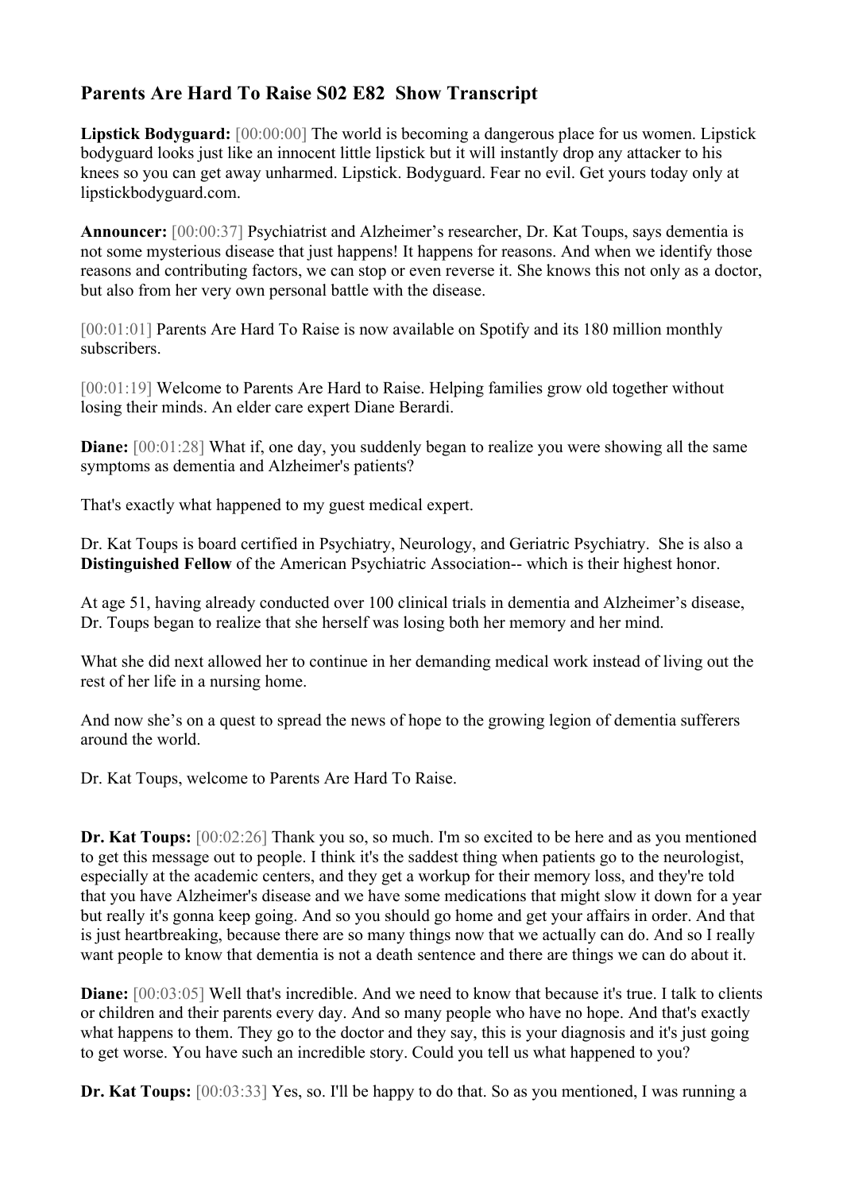# Parents Are Hard To Raise S02 E82 Show Transcript

**Lipstick Bodyguard:** [00:00:00] The world is becoming a dangerous place for us women. Lipstick bodyguard looks just like an innocent little lipstick but it will instantly drop any attacker to his knees so you can get away unharmed. Lipstick. Bodyguard. Fear no evil. Get yours today only at lipstickbodyguard.com.

**Announcer:** [00:00:37] Psychiatrist and Alzheimer's researcher, Dr. Kat Toups, says dementia is not some mysterious disease that just happens! It happens for reasons. And when we identify those reasons and contributing factors, we can stop or even reverse it. She knows this not only as a doctor, but also from her very own personal battle with the disease.

[00:01:01] Parents Are Hard To Raise is now available on Spotify and its 180 million monthly subscribers.

[00:01:19] Welcome to Parents Are Hard to Raise. Helping families grow old together without losing their minds. An elder care expert Diane Berardi.

**Diane:** [00:01:28] What if, one day, you suddenly began to realize you were showing all the same symptoms as dementia and Alzheimer's patients?

That's exactly what happened to my guest medical expert.

Dr. Kat Toups is board certified in Psychiatry, Neurology, and Geriatric Psychiatry. She is also a **Distinguished Fellow** of the American Psychiatric Association-- which is their highest honor.

At age 51, having already conducted over 100 clinical trials in dementia and Alzheimer's disease, Dr. Toups began to realize that she herself was losing both her memory and her mind.

What she did next allowed her to continue in her demanding medical work instead of living out the rest of her life in a nursing home.

And now she's on a quest to spread the news of hope to the growing legion of dementia sufferers around the world.

Dr. Kat Toups, welcome to Parents Are Hard To Raise.

**Dr. Kat Toups:** [00:02:26] Thank you so, so much. I'm so excited to be here and as you mentioned to get this message out to people. I think it's the saddest thing when patients go to the neurologist, especially at the academic centers, and they get a workup for their memory loss, and they're told that you have Alzheimer's disease and we have some medications that might slow it down for a year but really it's gonna keep going. And so you should go home and get your affairs in order. And that is just heartbreaking, because there are so many things now that we actually can do. And so I really want people to know that dementia is not a death sentence and there are things we can do about it.

**Diane:** [00:03:05] Well that's incredible. And we need to know that because it's true. I talk to clients or children and their parents every day. And so many people who have no hope. And that's exactly what happens to them. They go to the doctor and they say, this is your diagnosis and it's just going to get worse. You have such an incredible story. Could you tell us what happened to you?

**Dr. Kat Toups:** [00:03:33] Yes, so. I'll be happy to do that. So as you mentioned, I was running a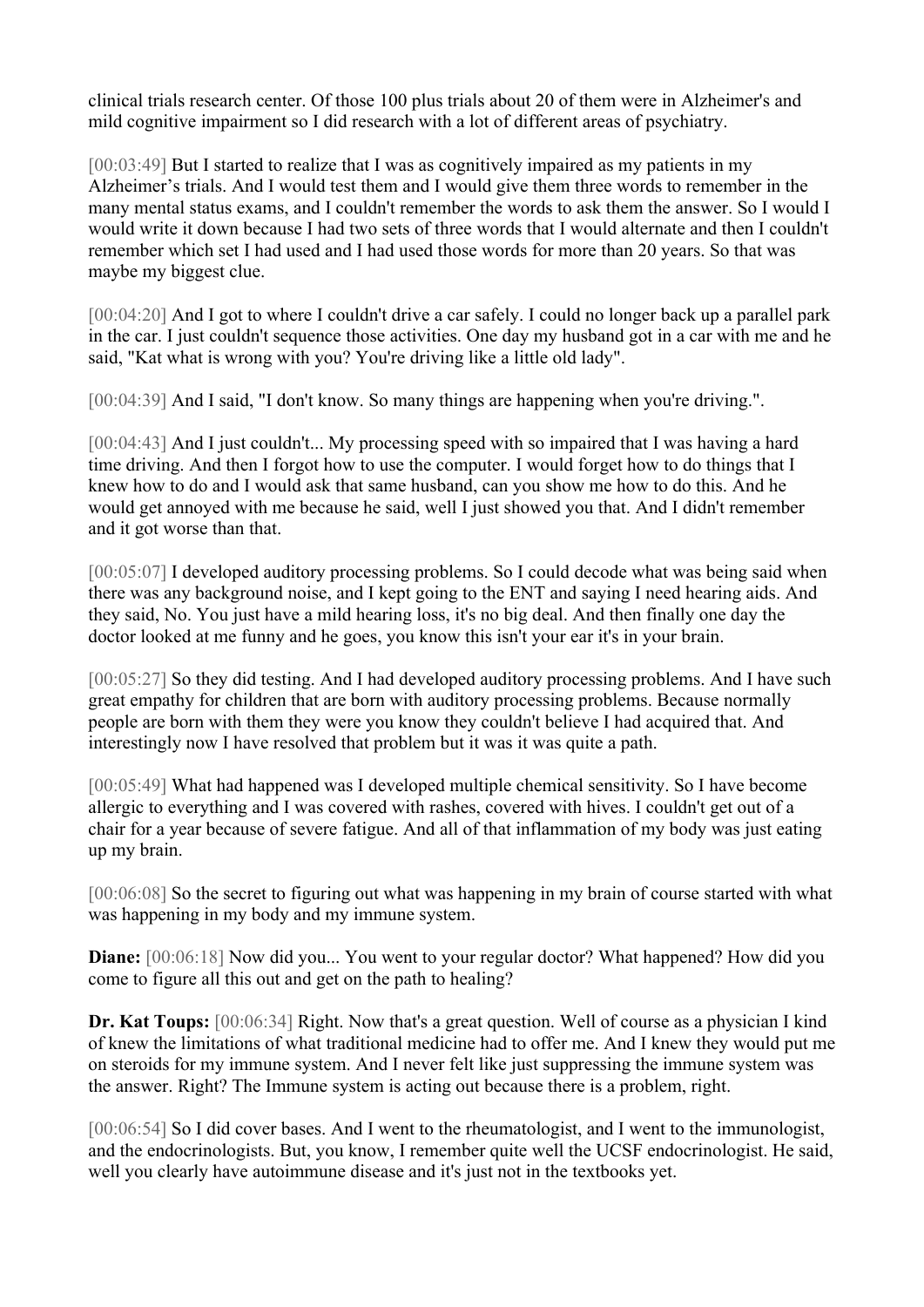clinical trials research center. Of those 100 plus trials about 20 of them were in Alzheimer's and mild cognitive impairment so I did research with a lot of different areas of psychiatry.

[00:03:49] But I started to realize that I was as cognitively impaired as my patients in my Alzheimer's trials. And I would test them and I would give them three words to remember in the many mental status exams, and I couldn't remember the words to ask them the answer. So I would I would write it down because I had two sets of three words that I would alternate and then I couldn't remember which set I had used and I had used those words for more than 20 years. So that was maybe my biggest clue.

[00:04:20] And I got to where I couldn't drive a car safely. I could no longer back up a parallel park in the car. I just couldn't sequence those activities. One day my husband got in a car with me and he said, "Kat what is wrong with you? You're driving like a little old lady".

[00:04:39] And I said, "I don't know. So many things are happening when you're driving.".

[00:04:43] And I just couldn't... My processing speed with so impaired that I was having a hard time driving. And then I forgot how to use the computer. I would forget how to do things that I knew how to do and I would ask that same husband, can you show me how to do this. And he would get annoyed with me because he said, well I just showed you that. And I didn't remember and it got worse than that.

[00:05:07] I developed auditory processing problems. So I could decode what was being said when there was any background noise, and I kept going to the ENT and saying I need hearing aids. And they said, No. You just have a mild hearing loss, it's no big deal. And then finally one day the doctor looked at me funny and he goes, you know this isn't your ear it's in your brain.

[00:05:27] So they did testing. And I had developed auditory processing problems. And I have such great empathy for children that are born with auditory processing problems. Because normally people are born with them they were you know they couldn't believe I had acquired that. And interestingly now I have resolved that problem but it was it was quite a path.

[00:05:49] What had happened was I developed multiple chemical sensitivity. So I have become allergic to everything and I was covered with rashes, covered with hives. I couldn't get out of a chair for a year because of severe fatigue. And all of that inflammation of my body was just eating up my brain.

[00:06:08] So the secret to figuring out what was happening in my brain of course started with what was happening in my body and my immune system.

**Diane:** [00:06:18] Now did you... You went to your regular doctor? What happened? How did you come to figure all this out and get on the path to healing?

**Dr. Kat Toups:** [00:06:34] Right. Now that's a great question. Well of course as a physician I kind of knew the limitations of what traditional medicine had to offer me. And I knew they would put me on steroids for my immune system. And I never felt like just suppressing the immune system was the answer. Right? The Immune system is acting out because there is a problem, right.

[00:06:54] So I did cover bases. And I went to the rheumatologist, and I went to the immunologist, and the endocrinologists. But, you know, I remember quite well the UCSF endocrinologist. He said, well you clearly have autoimmune disease and it's just not in the textbooks yet.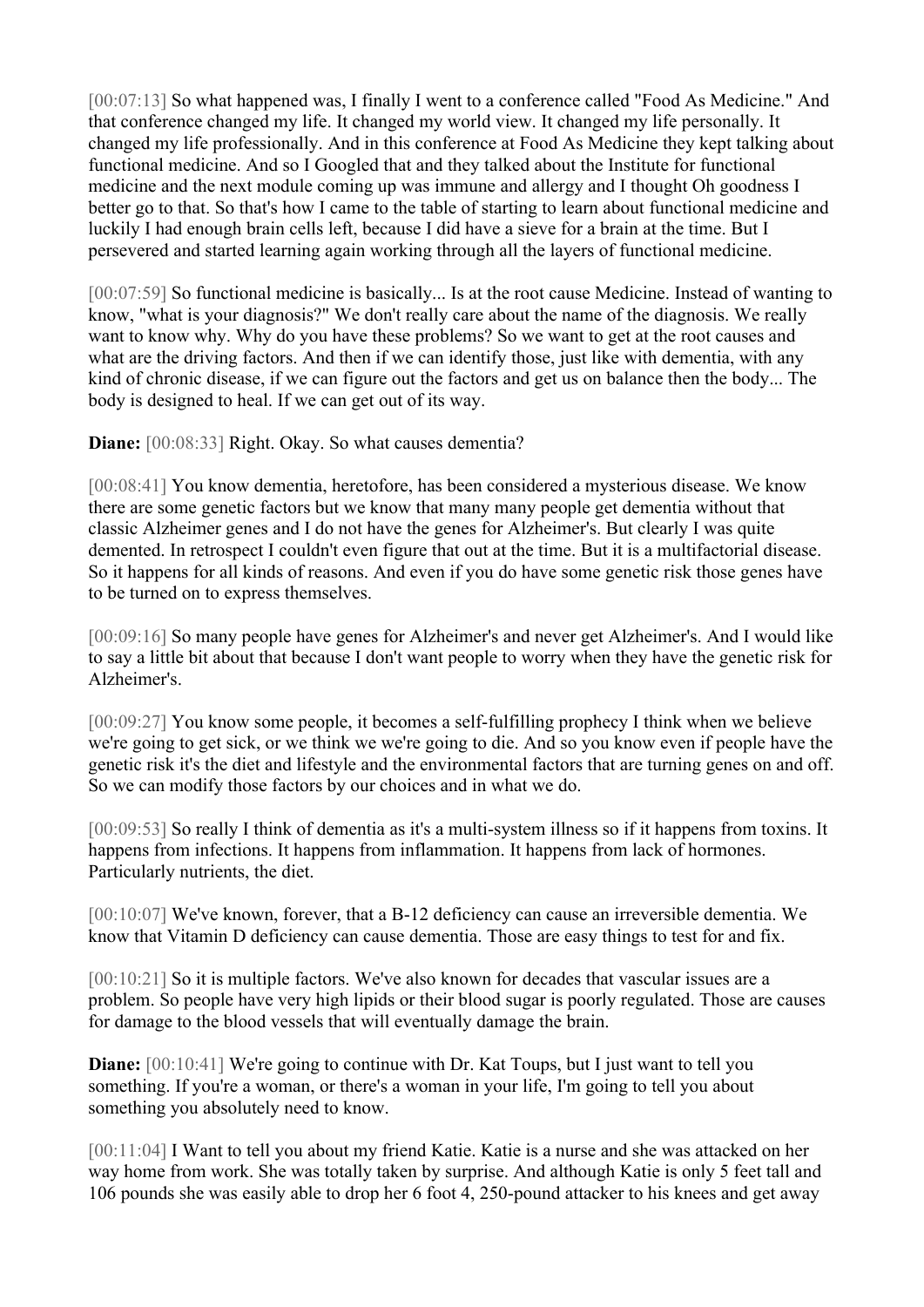[00:07:13] So what happened was, I finally I went to a conference called "Food As Medicine." And that conference changed my life. It changed my world view. It changed my life personally. It changed my life professionally. And in this conference at Food As Medicine they kept talking about functional medicine. And so I Googled that and they talked about the Institute for functional medicine and the next module coming up was immune and allergy and I thought Oh goodness I better go to that. So that's how I came to the table of starting to learn about functional medicine and luckily I had enough brain cells left, because I did have a sieve for a brain at the time. But I persevered and started learning again working through all the layers of functional medicine.

[00:07:59] So functional medicine is basically... Is at the root cause Medicine. Instead of wanting to know, "what is your diagnosis?" We don't really care about the name of the diagnosis. We really want to know why. Why do you have these problems? So we want to get at the root causes and what are the driving factors. And then if we can identify those, just like with dementia, with any kind of chronic disease, if we can figure out the factors and get us on balance then the body... The body is designed to heal. If we can get out of its way.

**Diane:** [00:08:33] Right. Okay. So what causes dementia?

[00:08:41] You know dementia, heretofore, has been considered a mysterious disease. We know there are some genetic factors but we know that many many people get dementia without that classic Alzheimer genes and I do not have the genes for Alzheimer's. But clearly I was quite demented. In retrospect I couldn't even figure that out at the time. But it is a multifactorial disease. So it happens for all kinds of reasons. And even if you do have some genetic risk those genes have to be turned on to express themselves.

[00:09:16] So many people have genes for Alzheimer's and never get Alzheimer's. And I would like to say a little bit about that because I don't want people to worry when they have the genetic risk for Alzheimer's.

[00:09:27] You know some people, it becomes a self-fulfilling prophecy I think when we believe we're going to get sick, or we think we we're going to die. And so you know even if people have the genetic risk it's the diet and lifestyle and the environmental factors that are turning genes on and off. So we can modify those factors by our choices and in what we do.

[00:09:53] So really I think of dementia as it's a multi-system illness so if it happens from toxins. It happens from infections. It happens from inflammation. It happens from lack of hormones. Particularly nutrients, the diet.

[00:10:07] We've known, forever, that a B-12 deficiency can cause an irreversible dementia. We know that Vitamin D deficiency can cause dementia. Those are easy things to test for and fix.

[00:10:21] So it is multiple factors. We've also known for decades that vascular issues are a problem. So people have very high lipids or their blood sugar is poorly regulated. Those are causes for damage to the blood vessels that will eventually damage the brain.

**Diane:** [00:10:41] We're going to continue with Dr. Kat Toups, but I just want to tell you something. If you're a woman, or there's a woman in your life, I'm going to tell you about something you absolutely need to know.

[00:11:04] I Want to tell you about my friend Katie. Katie is a nurse and she was attacked on her way home from work. She was totally taken by surprise. And although Katie is only 5 feet tall and 106 pounds she was easily able to drop her 6 foot 4, 250-pound attacker to his knees and get away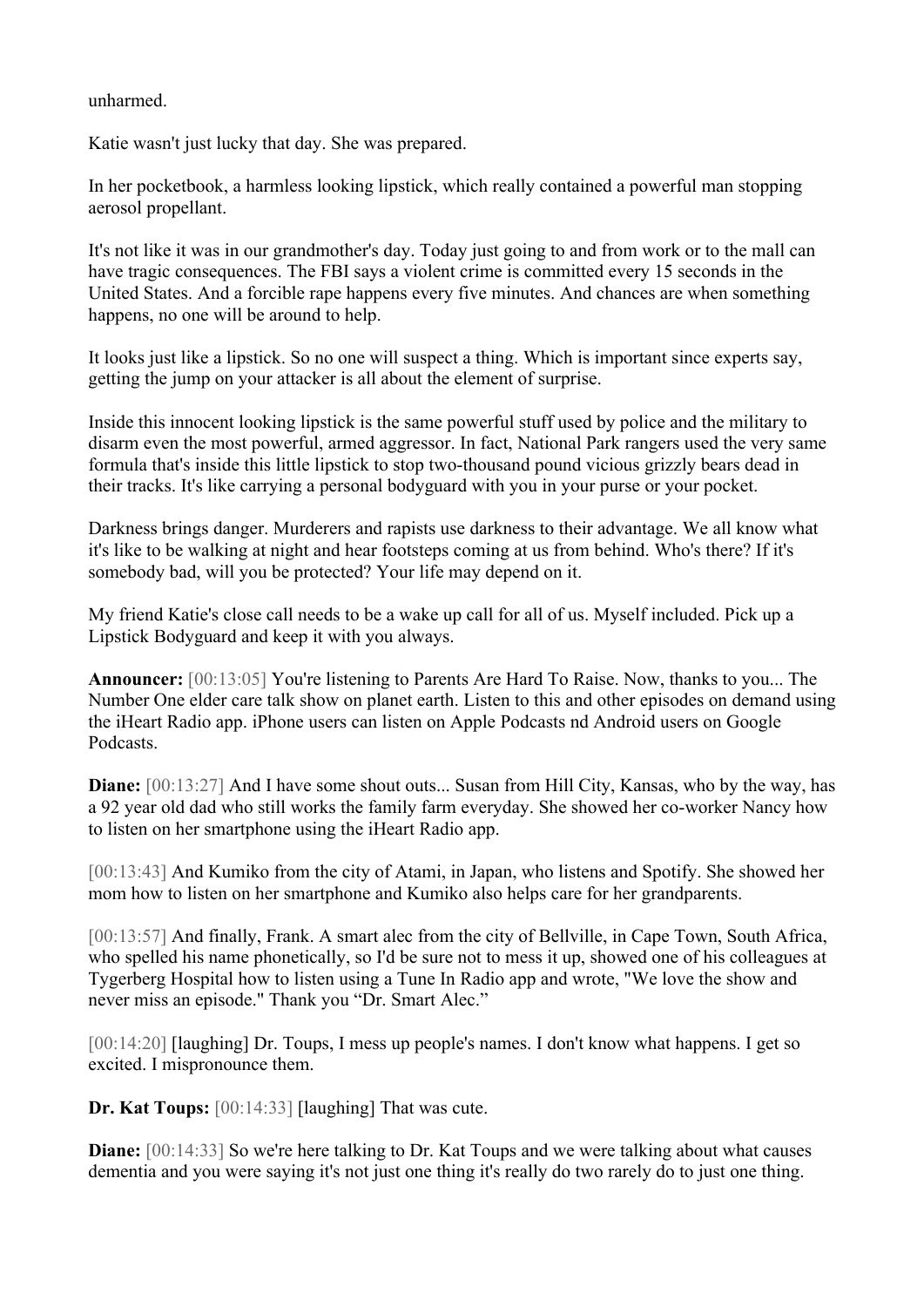unharmed.

Katie wasn't just lucky that day. She was prepared.

In her pocketbook, a harmless looking lipstick, which really contained a powerful man stopping aerosol propellant.

It's not like it was in our grandmother's day. Today just going to and from work or to the mall can have tragic consequences. The FBI says a violent crime is committed every 15 seconds in the United States. And a forcible rape happens every five minutes. And chances are when something happens, no one will be around to help.

It looks just like a lipstick. So no one will suspect a thing. Which is important since experts say, getting the jump on your attacker is all about the element of surprise.

Inside this innocent looking lipstick is the same powerful stuff used by police and the military to disarm even the most powerful, armed aggressor. In fact, National Park rangers used the very same formula that's inside this little lipstick to stop two-thousand pound vicious grizzly bears dead in their tracks. It's like carrying a personal bodyguard with you in your purse or your pocket.

Darkness brings danger. Murderers and rapists use darkness to their advantage. We all know what it's like to be walking at night and hear footsteps coming at us from behind. Who's there? If it's somebody bad, will you be protected? Your life may depend on it.

My friend Katie's close call needs to be a wake up call for all of us. Myself included. Pick up a Lipstick Bodyguard and keep it with you always.

**Announcer:** [00:13:05] You're listening to Parents Are Hard To Raise. Now, thanks to you... The Number One elder care talk show on planet earth. Listen to this and other episodes on demand using the iHeart Radio app. iPhone users can listen on Apple Podcasts nd Android users on Google Podcasts.

**Diane:** [00:13:27] And I have some shout outs... Susan from Hill City, Kansas, who by the way, has a 92 year old dad who still works the family farm everyday. She showed her co-worker Nancy how to listen on her smartphone using the iHeart Radio app.

[00:13:43] And Kumiko from the city of Atami, in Japan, who listens and Spotify. She showed her mom how to listen on her smartphone and Kumiko also helps care for her grandparents.

[00:13:57] And finally, Frank. A smart alec from the city of Bellville, in Cape Town, South Africa, who spelled his name phonetically, so I'd be sure not to mess it up, showed one of his colleagues at Tygerberg Hospital how to listen using a Tune In Radio app and wrote, "We love the show and never miss an episode." Thank you "Dr. Smart Alec."

[00:14:20] [laughing] Dr. Toups, I mess up people's names. I don't know what happens. I get so excited. I mispronounce them.

**Dr. Kat Toups:** [00:14:33] [laughing] That was cute.

**Diane:** [00:14:33] So we're here talking to Dr. Kat Toups and we were talking about what causes dementia and you were saying it's not just one thing it's really do two rarely do to just one thing.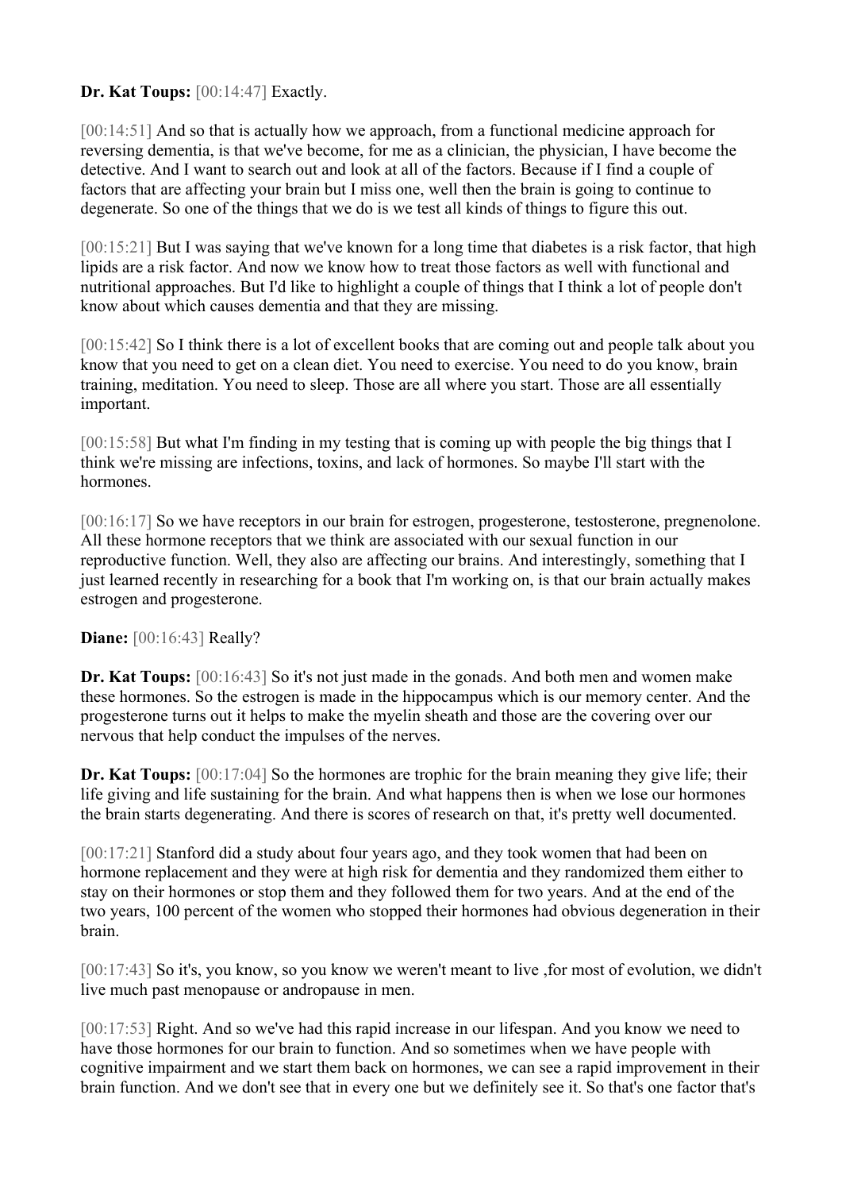**Dr. Kat Toups:** [00:14:47] Exactly.

[00:14:51] And so that is actually how we approach, from a functional medicine approach for reversing dementia, is that we've become, for me as a clinician, the physician, I have become the detective. And I want to search out and look at all of the factors. Because if I find a couple of factors that are affecting your brain but I miss one, well then the brain is going to continue to degenerate. So one of the things that we do is we test all kinds of things to figure this out.

[00:15:21] But I was saying that we've known for a long time that diabetes is a risk factor, that high lipids are a risk factor. And now we know how to treat those factors as well with functional and nutritional approaches. But I'd like to highlight a couple of things that I think a lot of people don't know about which causes dementia and that they are missing.

[00:15:42] So I think there is a lot of excellent books that are coming out and people talk about you know that you need to get on a clean diet. You need to exercise. You need to do you know, brain training, meditation. You need to sleep. Those are all where you start. Those are all essentially important.

[00:15:58] But what I'm finding in my testing that is coming up with people the big things that I think we're missing are infections, toxins, and lack of hormones. So maybe I'll start with the hormones.

[00:16:17] So we have receptors in our brain for estrogen, progesterone, testosterone, pregnenolone. All these hormone receptors that we think are associated with our sexual function in our reproductive function. Well, they also are affecting our brains. And interestingly, something that I just learned recently in researching for a book that I'm working on, is that our brain actually makes estrogen and progesterone.

**Diane:** [00:16:43] Really?

**Dr. Kat Toups:** [00:16:43] So it's not just made in the gonads. And both men and women make these hormones. So the estrogen is made in the hippocampus which is our memory center. And the progesterone turns out it helps to make the myelin sheath and those are the covering over our nervous that help conduct the impulses of the nerves.

**Dr. Kat Toups:** [00:17:04] So the hormones are trophic for the brain meaning they give life; their life giving and life sustaining for the brain. And what happens then is when we lose our hormones the brain starts degenerating. And there is scores of research on that, it's pretty well documented.

[00:17:21] Stanford did a study about four years ago, and they took women that had been on hormone replacement and they were at high risk for dementia and they randomized them either to stay on their hormones or stop them and they followed them for two years. And at the end of the two years, 100 percent of the women who stopped their hormones had obvious degeneration in their brain.

[00:17:43] So it's, you know, so you know we weren't meant to live ,for most of evolution, we didn't live much past menopause or andropause in men.

[00:17:53] Right. And so we've had this rapid increase in our lifespan. And you know we need to have those hormones for our brain to function. And so sometimes when we have people with cognitive impairment and we start them back on hormones, we can see a rapid improvement in their brain function. And we don't see that in every one but we definitely see it. So that's one factor that's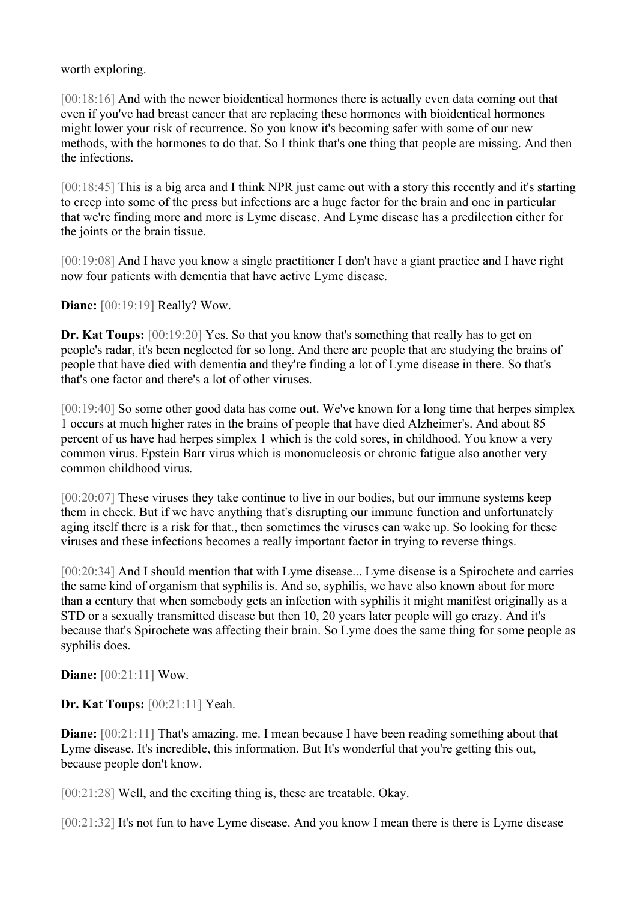worth exploring.

[00:18:16] And with the newer bioidentical hormones there is actually even data coming out that even if you've had breast cancer that are replacing these hormones with bioidentical hormones might lower your risk of recurrence. So you know it's becoming safer with some of our new methods, with the hormones to do that. So I think that's one thing that people are missing. And then the infections.

[00:18:45] This is a big area and I think NPR just came out with a story this recently and it's starting to creep into some of the press but infections are a huge factor for the brain and one in particular that we're finding more and more is Lyme disease. And Lyme disease has a predilection either for the joints or the brain tissue.

[00:19:08] And I have you know a single practitioner I don't have a giant practice and I have right now four patients with dementia that have active Lyme disease.

**Diane:** [00:19:19] Really? Wow.

**Dr. Kat Toups:** [00:19:20] Yes. So that you know that's something that really has to get on people's radar, it's been neglected for so long. And there are people that are studying the brains of people that have died with dementia and they're finding a lot of Lyme disease in there. So that's that's one factor and there's a lot of other viruses.

[00:19:40] So some other good data has come out. We've known for a long time that herpes simplex 1 occurs at much higher rates in the brains of people that have died Alzheimer's. And about 85 percent of us have had herpes simplex 1 which is the cold sores, in childhood. You know a very common virus. Epstein Barr virus which is mononucleosis or chronic fatigue also another very common childhood virus.

[00:20:07] These viruses they take continue to live in our bodies, but our immune systems keep them in check. But if we have anything that's disrupting our immune function and unfortunately aging itself there is a risk for that., then sometimes the viruses can wake up. So looking for these viruses and these infections becomes a really important factor in trying to reverse things.

[00:20:34] And I should mention that with Lyme disease... Lyme disease is a Spirochete and carries the same kind of organism that syphilis is. And so, syphilis, we have also known about for more than a century that when somebody gets an infection with syphilis it might manifest originally as a STD or a sexually transmitted disease but then 10, 20 years later people will go crazy. And it's because that's Spirochete was affecting their brain. So Lyme does the same thing for some people as syphilis does.

**Diane:** [00:21:11] Wow.

**Dr. Kat Toups:** [00:21:11] Yeah.

**Diane:** [00:21:11] That's amazing. me. I mean because I have been reading something about that Lyme disease. It's incredible, this information. But It's wonderful that you're getting this out, because people don't know.

[00:21:28] Well, and the exciting thing is, these are treatable. Okay.

[00:21:32] It's not fun to have Lyme disease. And you know I mean there is there is Lyme disease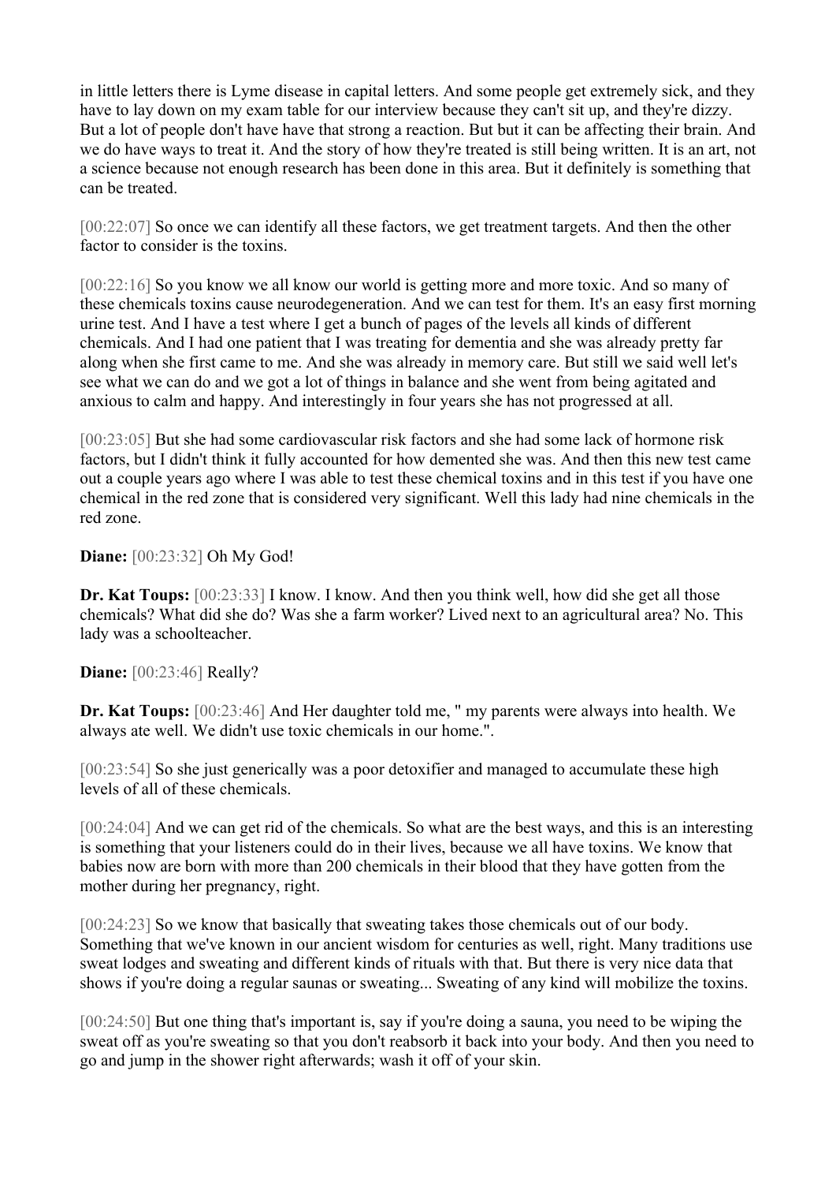in little letters there is Lyme disease in capital letters. And some people get extremely sick, and they have to lay down on my exam table for our interview because they can't sit up, and they're dizzy. But a lot of people don't have have that strong a reaction. But but it can be affecting their brain. And we do have ways to treat it. And the story of how they're treated is still being written. It is an art, not a science because not enough research has been done in this area. But it definitely is something that can be treated.

[00:22:07] So once we can identify all these factors, we get treatment targets. And then the other factor to consider is the toxins.

[00:22:16] So you know we all know our world is getting more and more toxic. And so many of these chemicals toxins cause neurodegeneration. And we can test for them. It's an easy first morning urine test. And I have a test where I get a bunch of pages of the levels all kinds of different chemicals. And I had one patient that I was treating for dementia and she was already pretty far along when she first came to me. And she was already in memory care. But still we said well let's see what we can do and we got a lot of things in balance and she went from being agitated and anxious to calm and happy. And interestingly in four years she has not progressed at all.

[00:23:05] But she had some cardiovascular risk factors and she had some lack of hormone risk factors, but I didn't think it fully accounted for how demented she was. And then this new test came out a couple years ago where I was able to test these chemical toxins and in this test if you have one chemical in the red zone that is considered very significant. Well this lady had nine chemicals in the red zone.

**Diane:** [00:23:32] Oh My God!

**Dr. Kat Toups:** [00:23:33] I know. I know. And then you think well, how did she get all those chemicals? What did she do? Was she a farm worker? Lived next to an agricultural area? No. This lady was a schoolteacher.

**Diane:** [00:23:46] Really?

**Dr. Kat Toups:** [00:23:46] And Her daughter told me, " my parents were always into health. We always ate well. We didn't use toxic chemicals in our home.".

[00:23:54] So she just generically was a poor detoxifier and managed to accumulate these high levels of all of these chemicals.

[00:24:04] And we can get rid of the chemicals. So what are the best ways, and this is an interesting is something that your listeners could do in their lives, because we all have toxins. We know that babies now are born with more than 200 chemicals in their blood that they have gotten from the mother during her pregnancy, right.

[00:24:23] So we know that basically that sweating takes those chemicals out of our body. Something that we've known in our ancient wisdom for centuries as well, right. Many traditions use sweat lodges and sweating and different kinds of rituals with that. But there is very nice data that shows if you're doing a regular saunas or sweating... Sweating of any kind will mobilize the toxins.

[00:24:50] But one thing that's important is, say if you're doing a sauna, you need to be wiping the sweat off as you're sweating so that you don't reabsorb it back into your body. And then you need to go and jump in the shower right afterwards; wash it off of your skin.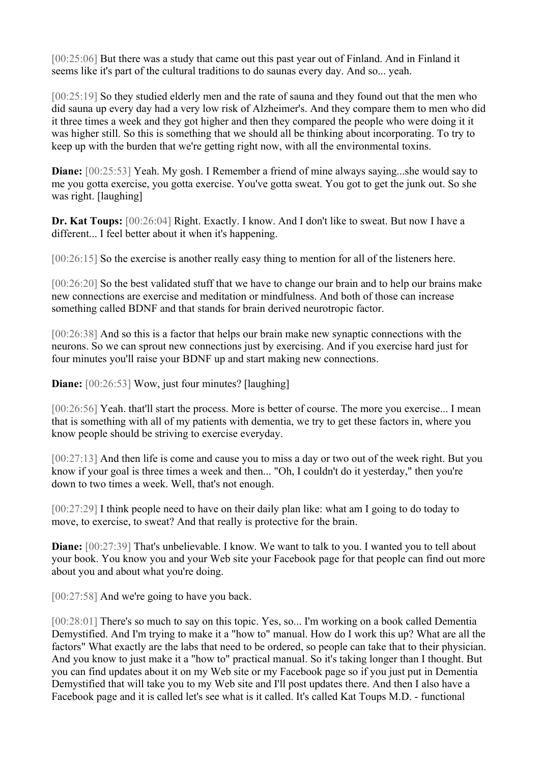[00:25:06] But there was a study that came out this past year out of Finland. And in Finland it seems like it's part of the cultural traditions to do saunas every day. And so... yeah.

[00:25:19] So they studied elderly men and the rate of sauna and they found out that the men who did sauna up every day had a very low risk of Alzheimer's. And they compare them to men who did it three times a week and they got higher and then they compared the people who were doing it it was higher still. So this is something that we should all be thinking about incorporating. To try to keep up with the burden that we're getting right now, with all the environmental toxins.

**Diane:** [00:25:53] Yeah. My gosh. I Remember a friend of mine always saying...she would say to me you gotta exercise, you gotta exercise. You've gotta sweat. You got to get the junk out. So she was right. [laughing]

**Dr. Kat Toups:** [00:26:04] Right. Exactly. I know. And I don't like to sweat. But now I have a different... I feel better about it when it's happening.

[00:26:15] So the exercise is another really easy thing to mention for all of the listeners here.

[00:26:20] So the best validated stuff that we have to change our brain and to help our brains make new connections are exercise and meditation or mindfulness. And both of those can increase something called BDNF and that stands for brain derived neurotropic factor.

[00:26:38] And so this is a factor that helps our brain make new synaptic connections with the neurons. So we can sprout new connections just by exercising. And if you exercise hard just for four minutes you'll raise your BDNF up and start making new connections.

**Diane:** [00:26:53] Wow, just four minutes? [laughing]

[00:26:56] Yeah. that'll start the process. More is better of course. The more you exercise... I mean that is something with all of my patients with dementia, we try to get these factors in, where you know people should be striving to exercise everyday.

[00:27:13] And then life is come and cause you to miss a day or two out of the week right. But you know if your goal is three times a week and then... "Oh, I couldn't do it yesterday," then you're down to two times a week. Well, that's not enough.

[00:27:29] I think people need to have on their daily plan like: what am I going to do today to move, to exercise, to sweat? And that really is protective for the brain.

**Diane:** [00:27:39] That's unbelievable. I know. We want to talk to you. I wanted you to tell about your book. You know you and your Web site your Facebook page for that people can find out more about you and about what you're doing.

[00:27:58] And we're going to have you back.

[00:28:01] There's so much to say on this topic. Yes, so... I'm working on a book called Dementia Demystified. And I'm trying to make it a "how to" manual. How do I work this up? What are all the factors" What exactly are the labs that need to be ordered, so people can take that to their physician. And you know to just make it a "how to" practical manual. So it's taking longer than I thought. But you can find updates about it on my Web site or my Facebook page so if you just put in Dementia Demystified that will take you to my Web site and I'll post updates there. And then I also have a Facebook page and it is called let's see what is it called. It's called Kat Toups M.D. - functional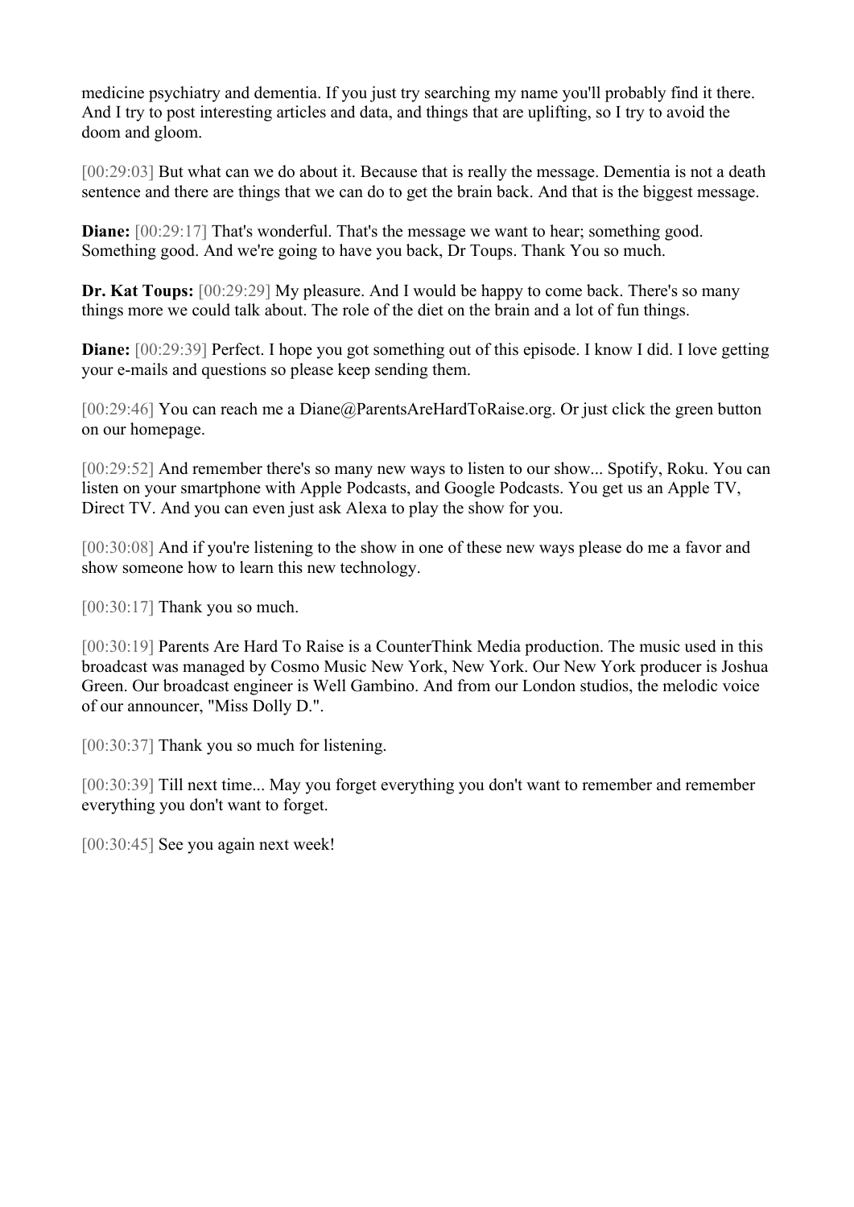medicine psychiatry and dementia. If you just try searching my name you'll probably find it there. And I try to post interesting articles and data, and things that are uplifting, so I try to avoid the doom and gloom.

[00:29:03] But what can we do about it. Because that is really the message. Dementia is not a death sentence and there are things that we can do to get the brain back. And that is the biggest message.

**Diane:** [00:29:17] That's wonderful. That's the message we want to hear; something good. Something good. And we're going to have you back, Dr Toups. Thank You so much.

**Dr. Kat Toups:** [00:29:29] My pleasure. And I would be happy to come back. There's so many things more we could talk about. The role of the diet on the brain and a lot of fun things.

**Diane:** [00:29:39] Perfect. I hope you got something out of this episode. I know I did. I love getting your e-mails and questions so please keep sending them.

[00:29:46] You can reach me a Diane@ParentsAreHardToRaise.org. Or just click the green button on our homepage.

[00:29:52] And remember there's so many new ways to listen to our show... Spotify, Roku. You can listen on your smartphone with Apple Podcasts, and Google Podcasts. You get us an Apple TV, Direct TV. And you can even just ask Alexa to play the show for you.

[00:30:08] And if you're listening to the show in one of these new ways please do me a favor and show someone how to learn this new technology.

[00:30:17] Thank you so much.

[00:30:19] Parents Are Hard To Raise is a CounterThink Media production. The music used in this broadcast was managed by Cosmo Music New York, New York. Our New York producer is Joshua Green. Our broadcast engineer is Well Gambino. And from our London studios, the melodic voice of our announcer, "Miss Dolly D.".

[00:30:37] Thank you so much for listening.

[00:30:39] Till next time... May you forget everything you don't want to remember and remember everything you don't want to forget.

[00:30:45] See you again next week!